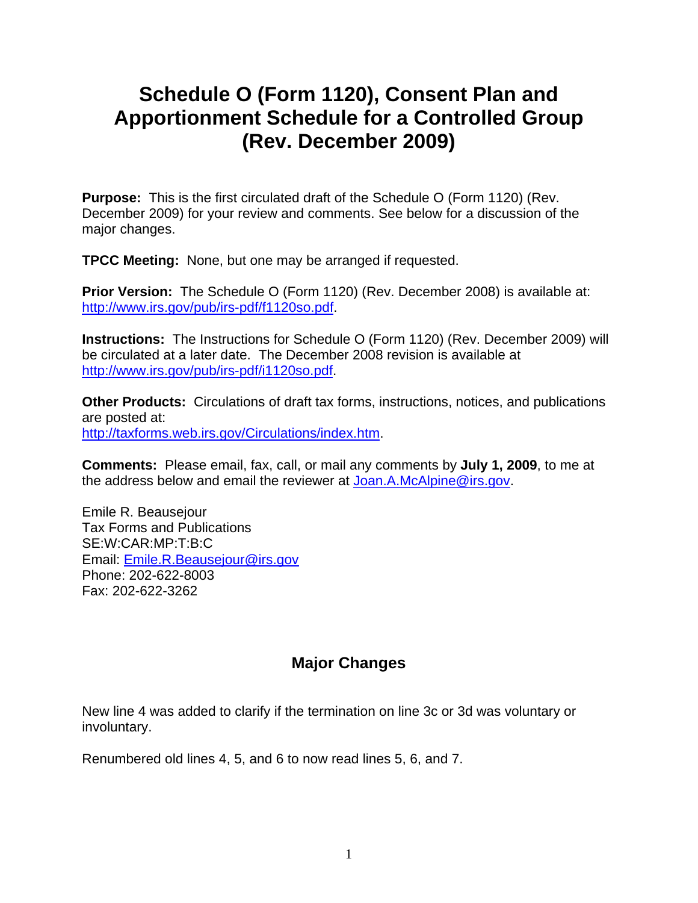# Schedule O (Form 1120), Consent Plan and Apportionment Schedule for a Controlled Group (Rev. December 2009)

**Purpose:** This is the first circulated draft of the Schedule O (Form 1120) (Rev. December 2009) for your review and comments. See below for a discussion of the major changes.

**TPCC Meeting:** None, but one may be arranged if requested.

**Prior Version:** The Schedule O (Form 1120) (Rev. December 2008) is available at: http://www.irs.gov/pub/irs-pdf/f1120so.pdf.

**Instructions:** The Instructions for Schedule O (Form 1120) (Rev. December 2009) will be circulated at a later date. The December 2008 revision is available at http://www.irs.gov/pub/irs-pdf/i1120so.pdf.

**Other Products:** Circulations of draft tax forms, instructions, notices, and publications are posted at:
http://taxforms.web.irs.gov/Circulations/index.htm.

**Comments:** Please email, fax, call, or mail any comments by **July 1, 2009**, to me at the address below and email the reviewer at Joan.A.McAlpine@irs.gov.

Emile R. Beausejour
Tax Forms and Publications
SE:W:CAR:MP:T:B:C
Email: Emile.R.Beausejour@irs.gov
Phone: 202-622-8003
Fax: 202-622-3262

## Major Changes

New line 4 was added to clarify if the termination on line 3c or 3d was voluntary or involuntary.

Renumbered old lines 4, 5, and 6 to now read lines 5, 6, and 7.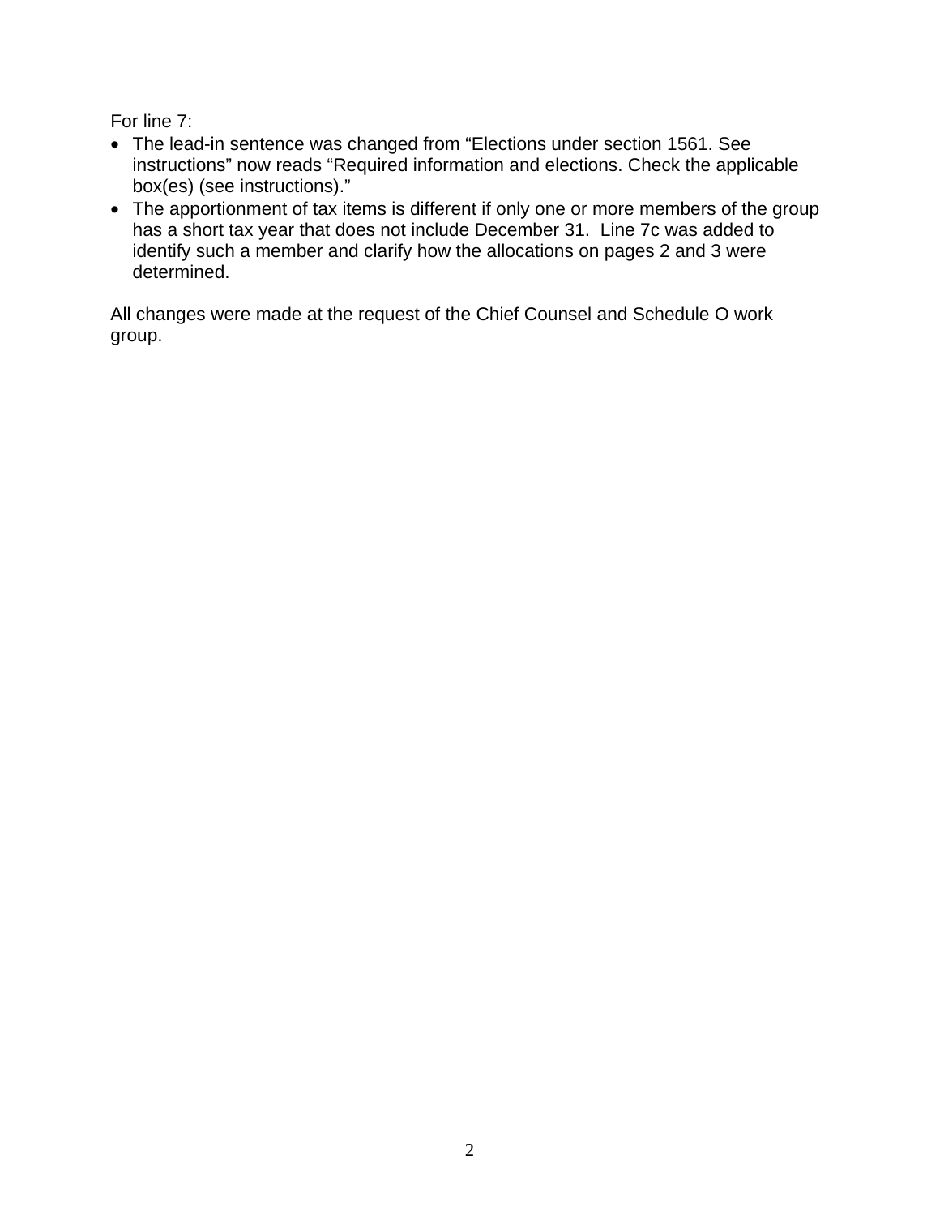For line 7:

- The lead-in sentence was changed from “Elections under section 1561. See instructions” now reads “Required information and elections. Check the applicable box(es) (see instructions).”
- The apportionment of tax items is different if only one or more members of the group has a short tax year that does not include December 31. Line 7c was added to identify such a member and clarify how the allocations on pages 2 and 3 were determined.

All changes were made at the request of the Chief Counsel and Schedule O work group.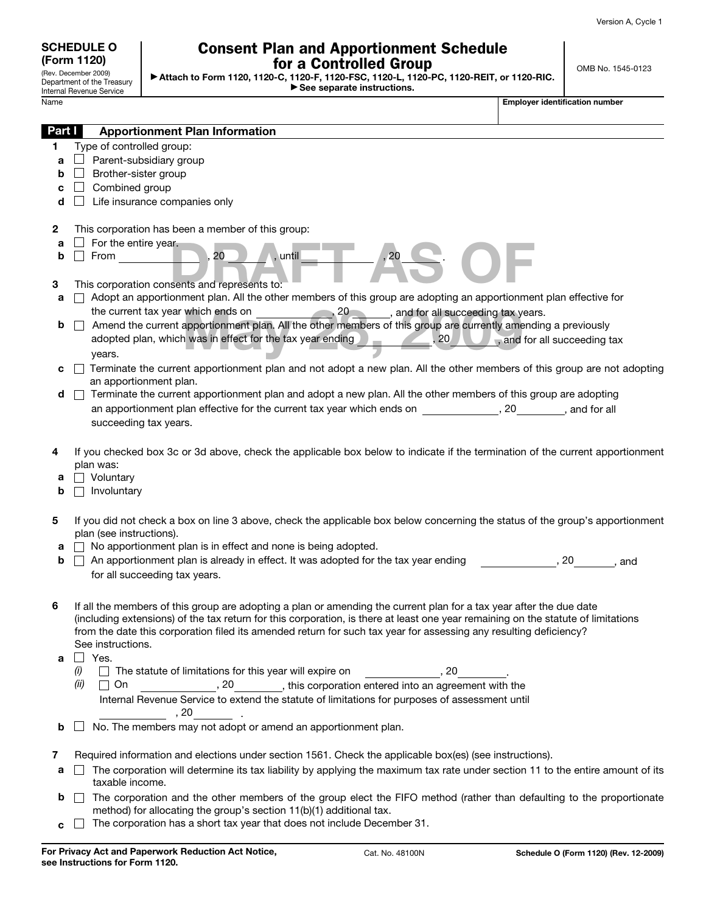**SCHEDULE O (Form 1120)**
(Rev. December 2009)
Department of the Treasury
Internal Revenue Service

# Consent Plan and Apportionment Schedule for a Controlled Group

▶ Attach to Form 1120, 1120-C, 1120-F, 1120-FSC, 1120-L, 1120-PC, 1120-REIT, or 1120-RIC.
▶ See separate instructions.

OMB No. 1545-0123

Name | Employer identification number

DRAFT AS OF May 28, 2009

## Part I Apportionment Plan Information

**1** Type of controlled group:

- **a** ☐ Parent-subsidiary group
- **b** ☐ Brother-sister group
- **c** ☐ Combined group
- **d** ☐ Life insurance companies only

**2** This corporation has been a member of this group:

- **a** ☐ For the entire year.
- **b** ☐ From ____________, 20______, until ____________, 20______.

**3** This corporation consents and represents to:

- **a** ☐ Adopt an apportionment plan. All the other members of this group are adopting an apportionment plan effective for the current tax year which ends on ____________, 20______, and for all succeeding tax years.
- **b** ☐ Amend the current apportionment plan. All the other members of this group are currently amending a previously adopted plan, which was in effect for the tax year ending ____________, 20______, and for all succeeding tax years.
- **c** ☐ Terminate the current apportionment plan and not adopt a new plan. All the other members of this group are not adopting an apportionment plan.
- **d** ☐ Terminate the current apportionment plan and adopt a new plan. All the other members of this group are adopting an apportionment plan effective for the current tax year which ends on ____________, 20______, and for all succeeding tax years.

**4** If you checked box 3c or 3d above, check the applicable box below to indicate if the termination of the current apportionment plan was:

- **a** ☐ Voluntary
- **b** ☐ Involuntary

**5** If you did not check a box on line 3 above, check the applicable box below concerning the status of the group's apportionment plan (see instructions).

- **a** ☐ No apportionment plan is in effect and none is being adopted.
- **b** ☐ An apportionment plan is already in effect. It was adopted for the tax year ending ____________, 20______, and for all succeeding tax years.

**6** If all the members of this group are adopting a plan or amending the current plan for a tax year after the due date (including extensions) of the tax return for this corporation, is there at least one year remaining on the statute of limitations from the date this corporation filed its amended return for such tax year for assessing any resulting deficiency? See instructions.

- **a** ☐ Yes.
  - *(i)* ☐ The statute of limitations for this year will expire on ____________, 20______.
  - *(ii)* ☐ On ____________, 20______, this corporation entered into an agreement with the Internal Revenue Service to extend the statute of limitations for purposes of assessment until ____________, 20______.
- **b** ☐ No. The members may not adopt or amend an apportionment plan.

**7** Required information and elections under section 1561. Check the applicable box(es) (see instructions).

- **a** ☐ The corporation will determine its tax liability by applying the maximum tax rate under section 11 to the entire amount of its taxable income.
- **b** ☐ The corporation and the other members of the group elect the FIFO method (rather than defaulting to the proportionate method) for allocating the group's section 11(b)(1) additional tax.
- **c** ☐ The corporation has a short tax year that does not include December 31.

**For Privacy Act and Paperwork Reduction Act Notice, see Instructions for Form 1120.** Cat. No. 48100N **Schedule O (Form 1120) (Rev. 12-2009)**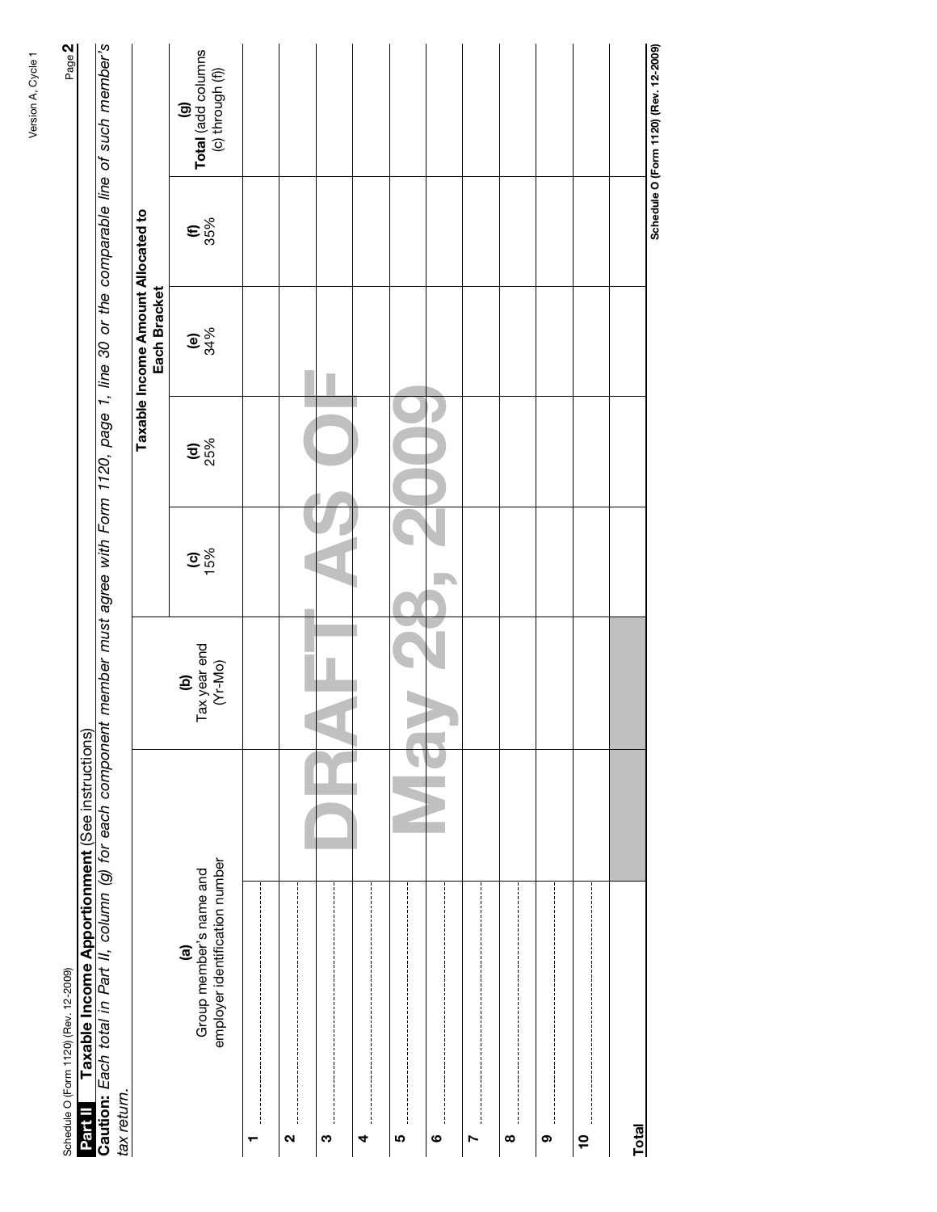## Part II Taxable Income Apportionment (See instructions)

**Caution:** *Each total in Part II, column (g) for each component member must agree with Form 1120, page 1, line 30 or the comparable line of such member's tax return.*

| | (a) Group member's name and employer identification number | (b) Tax year end (Yr-Mo) | Taxable Income Amount Allocated to Each Bracket | | | | (g) **Total** (add columns (c) through (f)) |
|---|---|---|---|---|---|---|---|
| | | | (c) 15% | (d) 25% | (e) 34% | (f) 35% | |
| 1 | | | | | | | |
| 2 | | | | | | | |
| 3 | | | | | | | |
| 4 | | | | | | | |
| 5 | | | | | | | |
| 6 | | | | | | | |
| 7 | | | | | | | |
| 8 | | | | | | | |
| 9 | | | | | | | |
| 10 | | | | | | | |
| **Total** | | | | | | | |

DRAFT AS OF May 28, 2009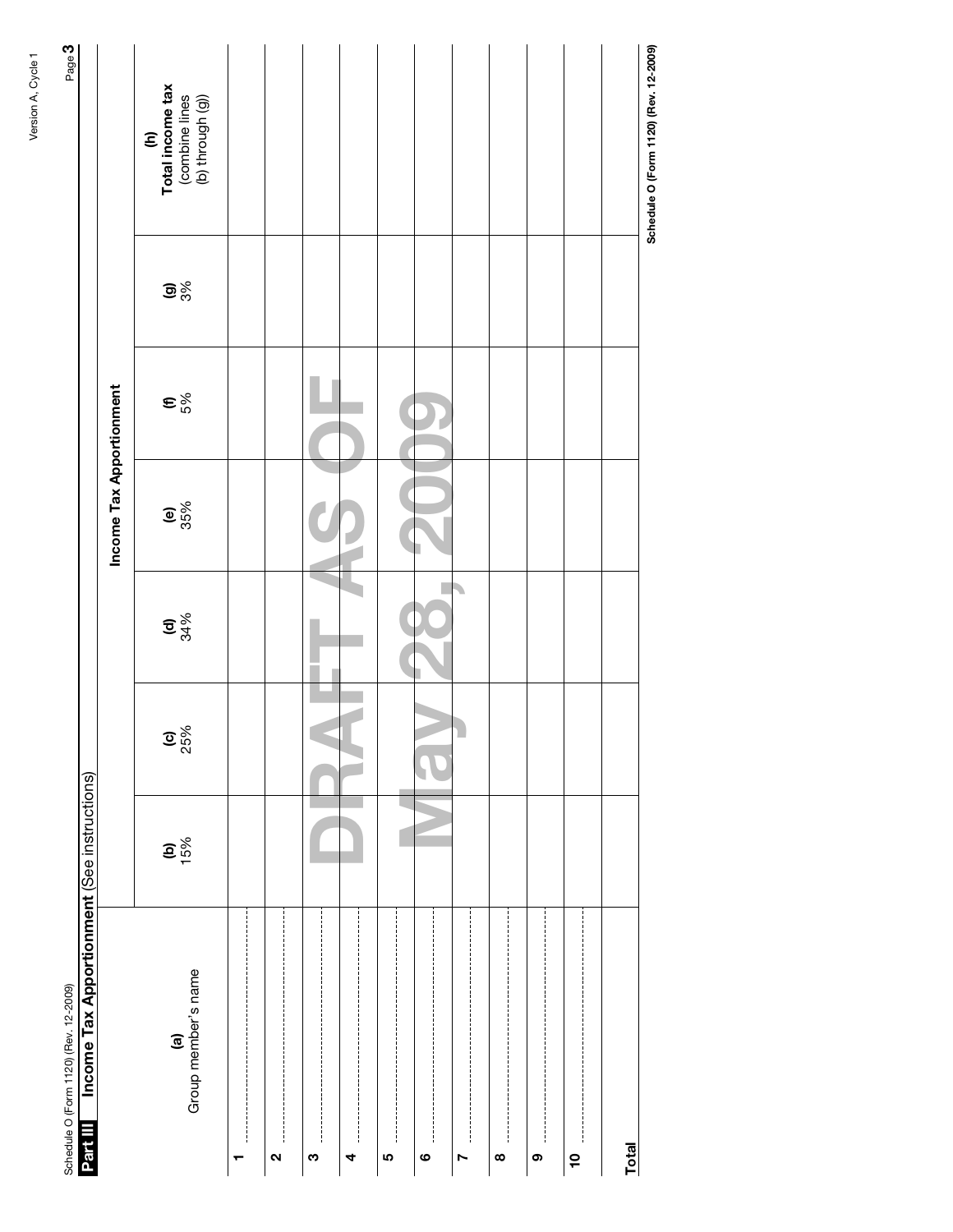## Part III Income Tax Apportionment (See instructions)

| (a) Group member's name | Income Tax Apportionment | | | | | | |
|---|---|---|---|---|---|---|---|
| | (b) 15% | (c) 25% | (d) 34% | (e) 35% | (f) 5% | (g) 3% | (h) Total income tax (combine lines (b) through (g)) |
| 1 | | | | | | | |
| 2 | | | | | | | |
| 3 | | | | | | | |
| 4 | | | | | | | |
| 5 | | | | | | | |
| 6 | | | | | | | |
| 7 | | | | | | | |
| 8 | | | | | | | |
| 9 | | | | | | | |
| 10 | | | | | | | |
| Total | | | | | | | |

DRAFT AS OF May 28, 2009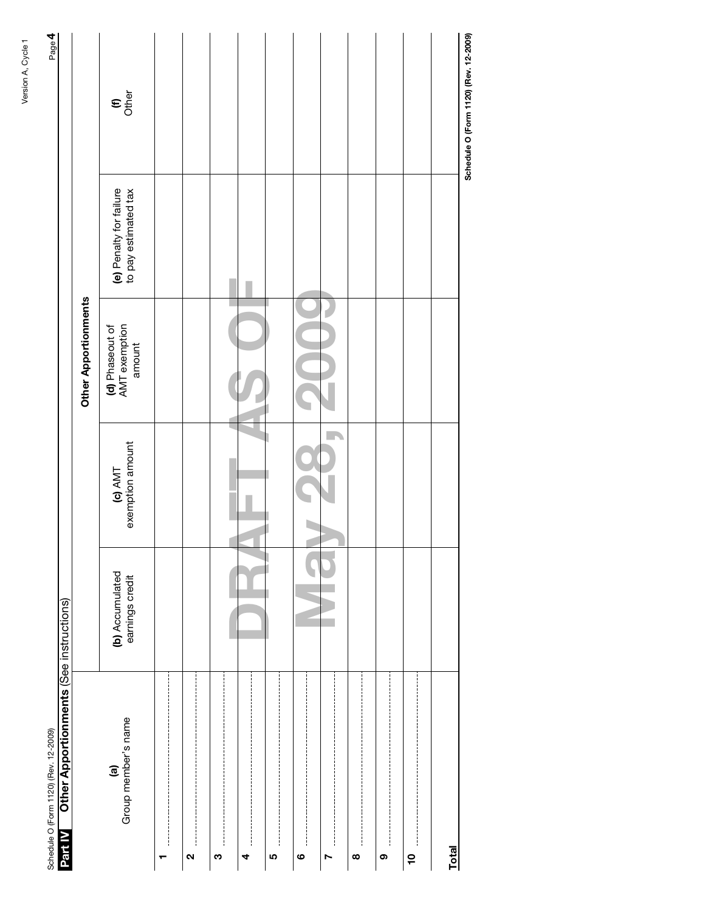## Part IV Other Apportionments (See instructions)

| (a) Group member's name | (b) Accumulated earnings credit | Other Apportionments | | | |
|---|---|---|---|---|---|
| | | (c) AMT exemption amount | (d) Phaseout of AMT exemption amount | (e) Penalty for failure to pay estimated tax | (f) Other |
| 1 | | | | | |
| 2 | | | | | |
| 3 | | | | | |
| 4 | | | | | |
| 5 | | | | | |
| 6 | | | | | |
| 7 | | | | | |
| 8 | | | | | |
| 9 | | | | | |
| 10 | | | | | |
| Total | | | | | |

DRAFT AS OF May 28, 2009